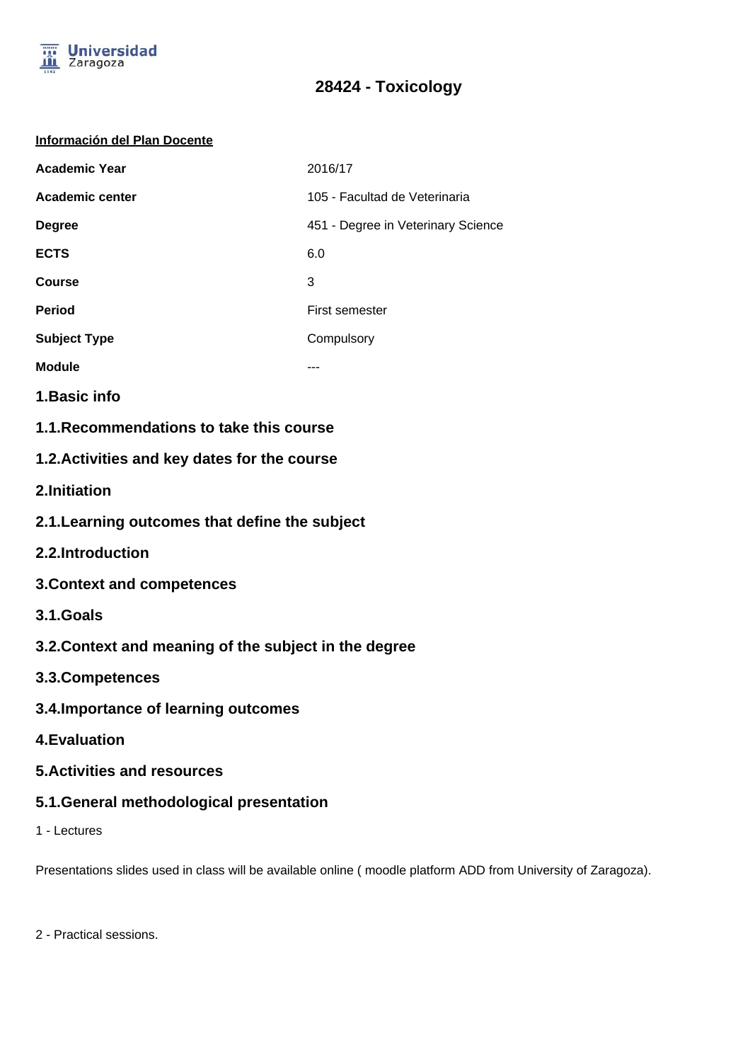# 28424 - Toxicology

**Información del Plan Docente**

| | |
|---|---|
| **Academic Year** | 2016/17 |
| **Academic center** | 105 - Facultad de Veterinaria |
| **Degree** | 451 - Degree in Veterinary Science |
| **ECTS** | 6.0 |
| **Course** | 3 |
| **Period** | First semester |
| **Subject Type** | Compulsory |
| **Module** | --- |

## 1.Basic info

### 1.1.Recommendations to take this course

### 1.2.Activities and key dates for the course

## 2.Initiation

### 2.1.Learning outcomes that define the subject

### 2.2.Introduction

## 3.Context and competences

### 3.1.Goals

### 3.2.Context and meaning of the subject in the degree

### 3.3.Competences

### 3.4.Importance of learning outcomes

## 4.Evaluation

## 5.Activities and resources

### 5.1.General methodological presentation

1 - Lectures

Presentations slides used in class will be available online ( moodle platform ADD from University of Zaragoza).

2 - Practical sessions.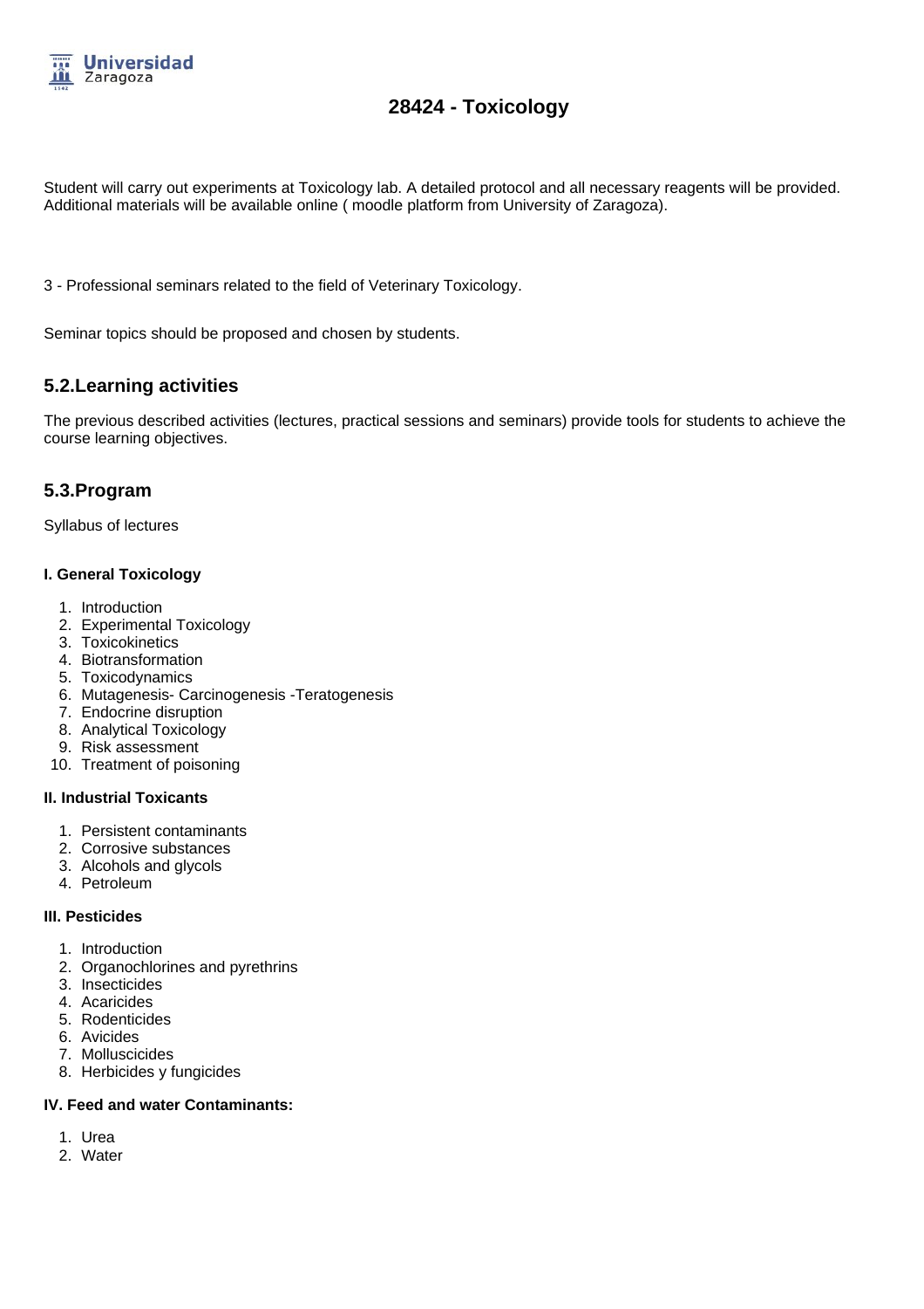Student will carry out experiments at Toxicology lab. A detailed protocol and all necessary reagents will be provided. Additional materials will be available online ( moodle platform from University of Zaragoza).

3 - Professional seminars related to the field of Veterinary Toxicology.

Seminar topics should be proposed and chosen by students.

## 5.2.Learning activities

The previous described activities (lectures, practical sessions and seminars) provide tools for students to achieve the course learning objectives.

## 5.3.Program

Syllabus of lectures

#### I. General Toxicology

1. Introduction
2. Experimental Toxicology
3. Toxicokinetics
4. Biotransformation
5. Toxicodynamics
6. Mutagenesis- Carcinogenesis -Teratogenesis
7. Endocrine disruption
8. Analytical Toxicology
9. Risk assessment
10. Treatment of poisoning

#### II. Industrial Toxicants

1. Persistent contaminants
2. Corrosive substances
3. Alcohols and glycols
4. Petroleum

#### III. Pesticides

1. Introduction
2. Organochlorines and pyrethrins
3. Insecticides
4. Acaricides
5. Rodenticides
6. Avicides
7. Molluscicides
8. Herbicides y fungicides

#### IV. Feed and water Contaminants:

1. Urea
2. Water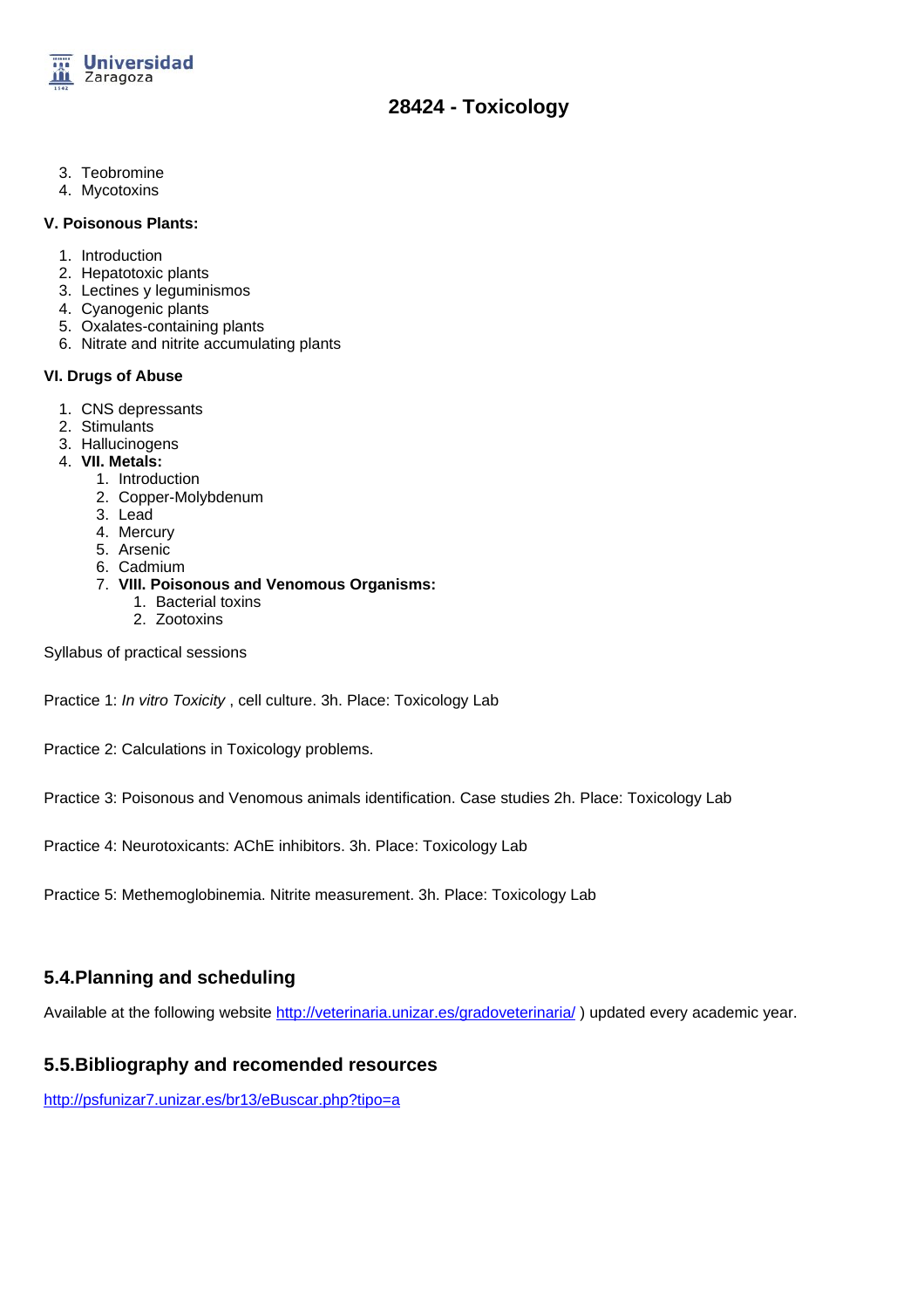3. Teobromine
4. Mycotoxins

**V. Poisonous Plants:**

1. Introduction
2. Hepatotoxic plants
3. Lectines y leguminismos
4. Cyanogenic plants
5. Oxalates-containing plants
6. Nitrate and nitrite accumulating plants

**VI. Drugs of Abuse**

1. CNS depressants
2. Stimulants
3. Hallucinogens
4. **VII. Metals:**
    1. Introduction
    2. Copper-Molybdenum
    3. Lead
    4. Mercury
    5. Arsenic
    6. Cadmium
    7. **VIII. Poisonous and Venomous Organisms:**
        1. Bacterial toxins
        2. Zootoxins

Syllabus of practical sessions

Practice 1: *In vitro Toxicity* , cell culture. 3h. Place: Toxicology Lab

Practice 2: Calculations in Toxicology problems.

Practice 3: Poisonous and Venomous animals identification. Case studies 2h. Place: Toxicology Lab

Practice 4: Neurotoxicants: AChE inhibitors. 3h. Place: Toxicology Lab

Practice 5: Methemoglobinemia. Nitrite measurement. 3h. Place: Toxicology Lab

## 5.4.Planning and scheduling

Available at the following website http://veterinaria.unizar.es/gradoveterinaria/ ) updated every academic year.

## 5.5.Bibliography and recomended resources

http://psfunizar7.unizar.es/br13/eBuscar.php?tipo=a